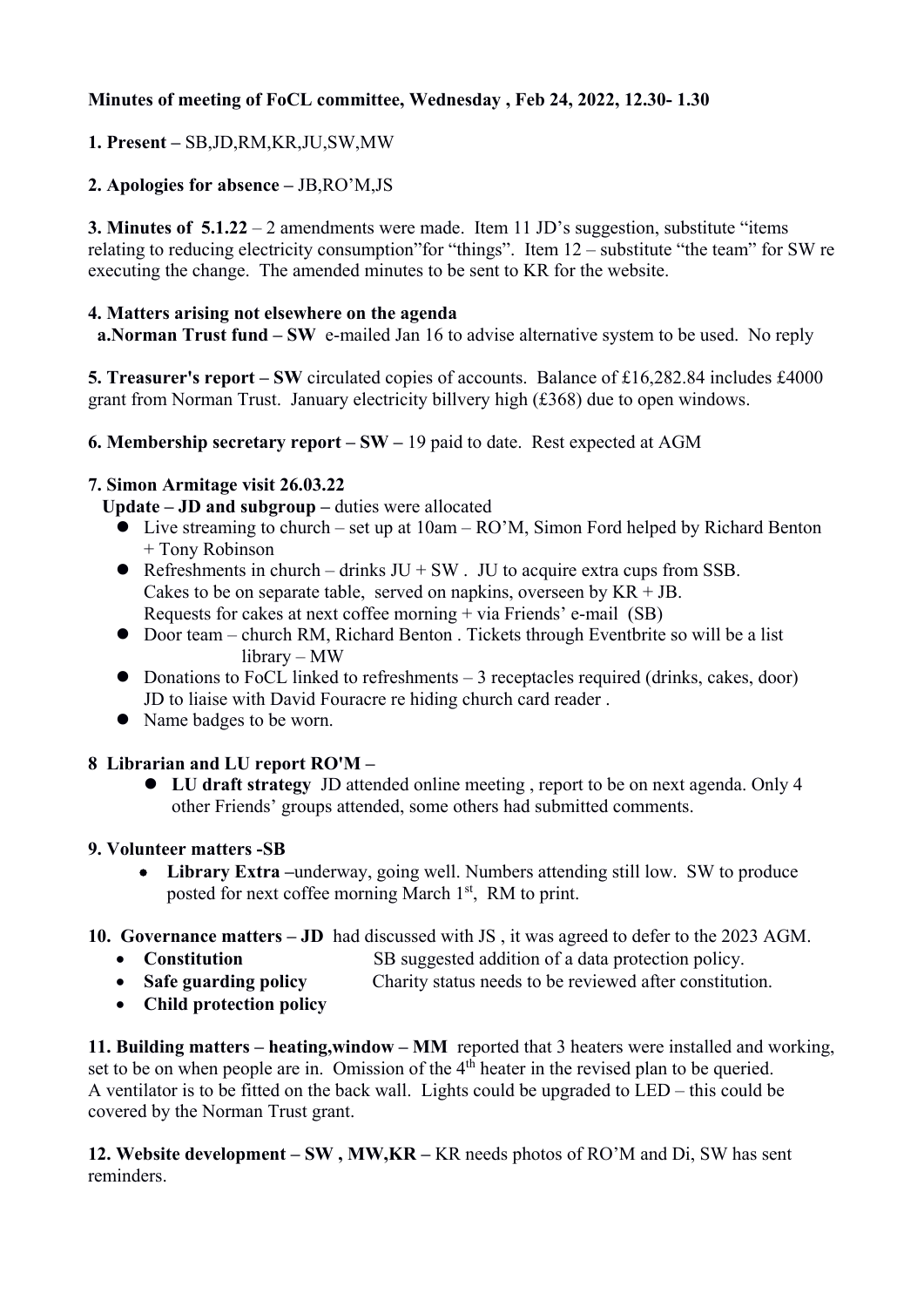**Minutes of meeting of FoCL committee, Wednesday , Feb 24, 2022, 12.30- 1.30**

**1. Present –** SB,JD,RM,KR,JU,SW,MW

**2. Apologies for absence –** JB,RO'M,JS

**3. Minutes of 5.1.22** – 2 amendments were made. Item 11 JD's suggestion, substitute "items relating to reducing electricity consumption"for "things". Item 12 – substitute "the team" for SW re executing the change. The amended minutes to be sent to KR for the website.

**4. Matters arising not elsewhere on the agenda**

**a.Norman Trust fund – SW** e-mailed Jan 16 to advise alternative system to be used. No reply

**5. Treasurer's report – SW** circulated copies of accounts. Balance of £16,282.84 includes £4000 grant from Norman Trust. January electricity billvery high (£368) due to open windows.

**6. Membership secretary report – SW –** 19 paid to date. Rest expected at AGM

**7. Simon Armitage visit 26.03.22**

**Update – JD and subgroup –** duties were allocated

- Live streaming to church – set up at 10am – RO'M, Simon Ford helped by Richard Benton + Tony Robinson
- Refreshments in church – drinks JU + SW . JU to acquire extra cups from SSB. Cakes to be on separate table, served on napkins, overseen by KR + JB. Requests for cakes at next coffee morning + via Friends' e-mail (SB)
- Door team – church RM, Richard Benton . Tickets through Eventbrite so will be a list library – MW
- Donations to FoCL linked to refreshments – 3 receptacles required (drinks, cakes, door) JD to liaise with David Fouracre re hiding church card reader .
- Name badges to be worn.

**8 Librarian and LU report RO'M –**

- **LU draft strategy** JD attended online meeting , report to be on next agenda. Only 4 other Friends' groups attended, some others had submitted comments.

**9. Volunteer matters -SB**

- **Library Extra –**underway, going well. Numbers attending still low. SW to produce posted for next coffee morning March 1st, RM to print.

**10. Governance matters – JD** had discussed with JS , it was agreed to defer to the 2023 AGM.

- **Constitution** SB suggested addition of a data protection policy.
- **Safe guarding policy** Charity status needs to be reviewed after constitution.
- **Child protection policy**

**11. Building matters – heating,window – MM** reported that 3 heaters were installed and working, set to be on when people are in. Omission of the 4th heater in the revised plan to be queried. A ventilator is to be fitted on the back wall. Lights could be upgraded to LED – this could be covered by the Norman Trust grant.

**12. Website development – SW , MW,KR –** KR needs photos of RO'M and Di, SW has sent reminders.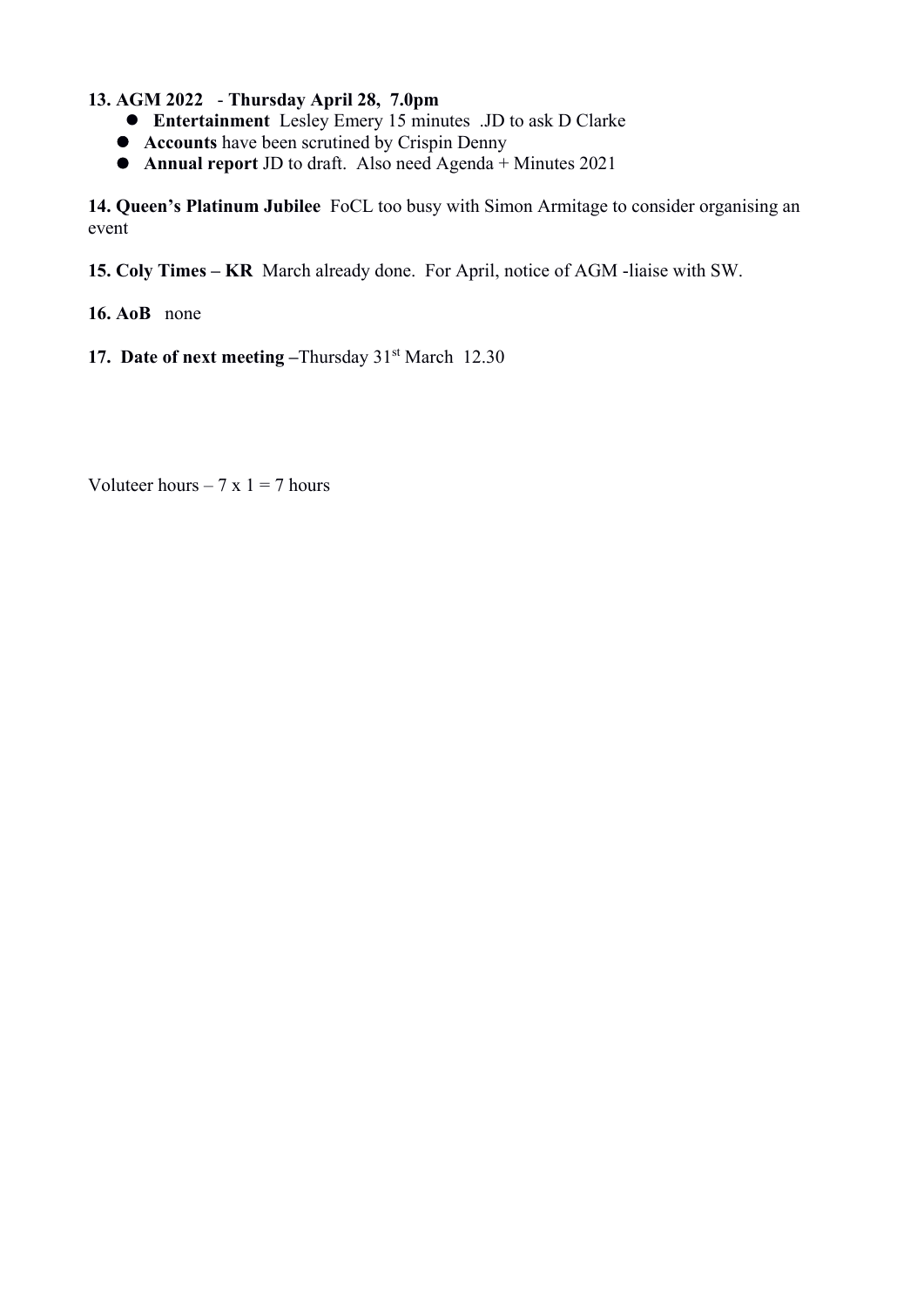**13. AGM 2022** - **Thursday April 28, 7.0pm**

- **Entertainment** Lesley Emery 15 minutes .JD to ask D Clarke
- **Accounts** have been scrutined by Crispin Denny
- **Annual report** JD to draft. Also need Agenda + Minutes 2021

**14. Queen's Platinum Jubilee** FoCL too busy with Simon Armitage to consider organising an event

**15. Coly Times – KR** March already done. For April, notice of AGM -liaise with SW.

**16. AoB** none

**17. Date of next meeting –**Thursday 31st March 12.30

Voluteer hours – 7 x 1 = 7 hours